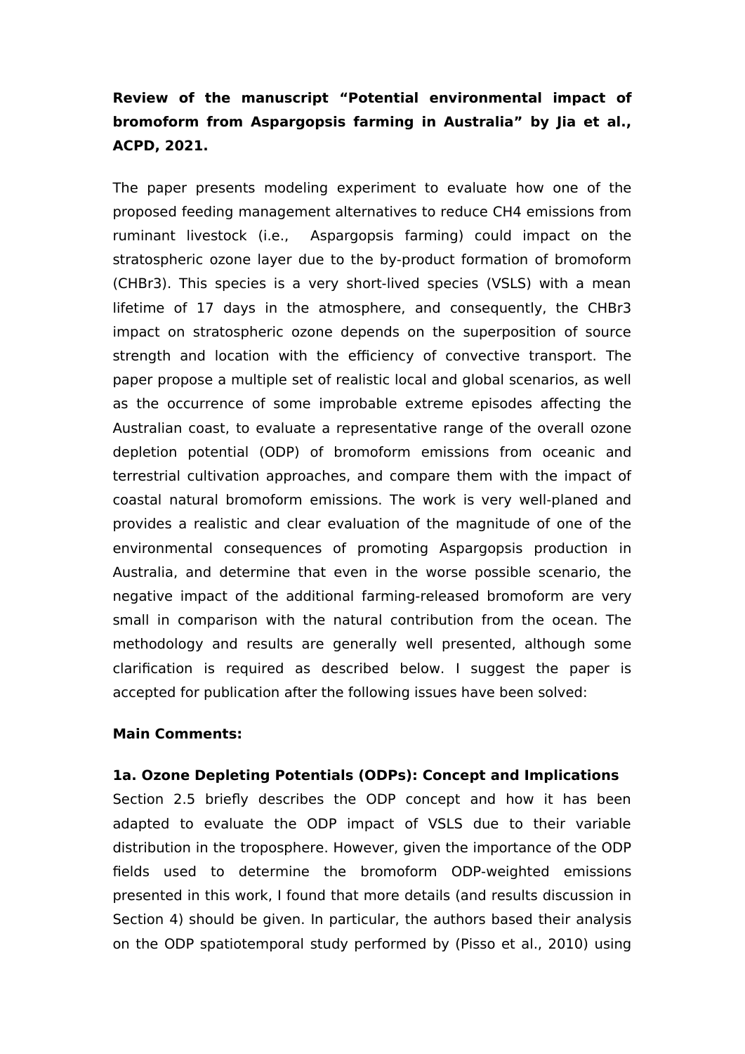**Review of the manuscript "Potential environmental impact of bromoform from Aspargopsis farming in Australia" by Jia et al., ACPD, 2021.**

The paper presents modeling experiment to evaluate how one of the proposed feeding management alternatives to reduce $CH_4$ emissions from ruminant livestock (i.e., Aspargopsis farming) could impact on the stratospheric ozone layer due to the by-product formation of bromoform ($CHBr_3$). This species is a very short-lived species (VSLS) with a mean lifetime of 17 days in the atmosphere, and consequently, the $CHBr_3$ impact on stratospheric ozone depends on the superposition of source strength and location with the efficiency of convective transport. The paper propose a multiple set of realistic local and global scenarios, as well as the occurrence of some improbable extreme episodes affecting the Australian coast, to evaluate a representative range of the overall ozone depletion potential (ODP) of bromoform emissions from oceanic and terrestrial cultivation approaches, and compare them with the impact of coastal natural bromoform emissions. The work is very well-planed and provides a realistic and clear evaluation of the magnitude of one of the environmental consequences of promoting Aspargopsis production in Australia, and determine that even in the worse possible scenario, the negative impact of the additional farming-released bromoform are very small in comparison with the natural contribution from the ocean. The methodology and results are generally well presented, although some clarification is required as described below. I suggest the paper is accepted for publication after the following issues have been solved:

**Main Comments:**

**1a. Ozone Depleting Potentials (ODPs): Concept and Implications**

Section 2.5 briefly describes the ODP concept and how it has been adapted to evaluate the ODP impact of VSLS due to their variable distribution in the troposphere. However, given the importance of the ODP fields used to determine the bromoform ODP-weighted emissions presented in this work, I found that more details (and results discussion in Section 4) should be given. In particular, the authors based their analysis on the ODP spatiotemporal study performed by (Pisso et al., 2010) using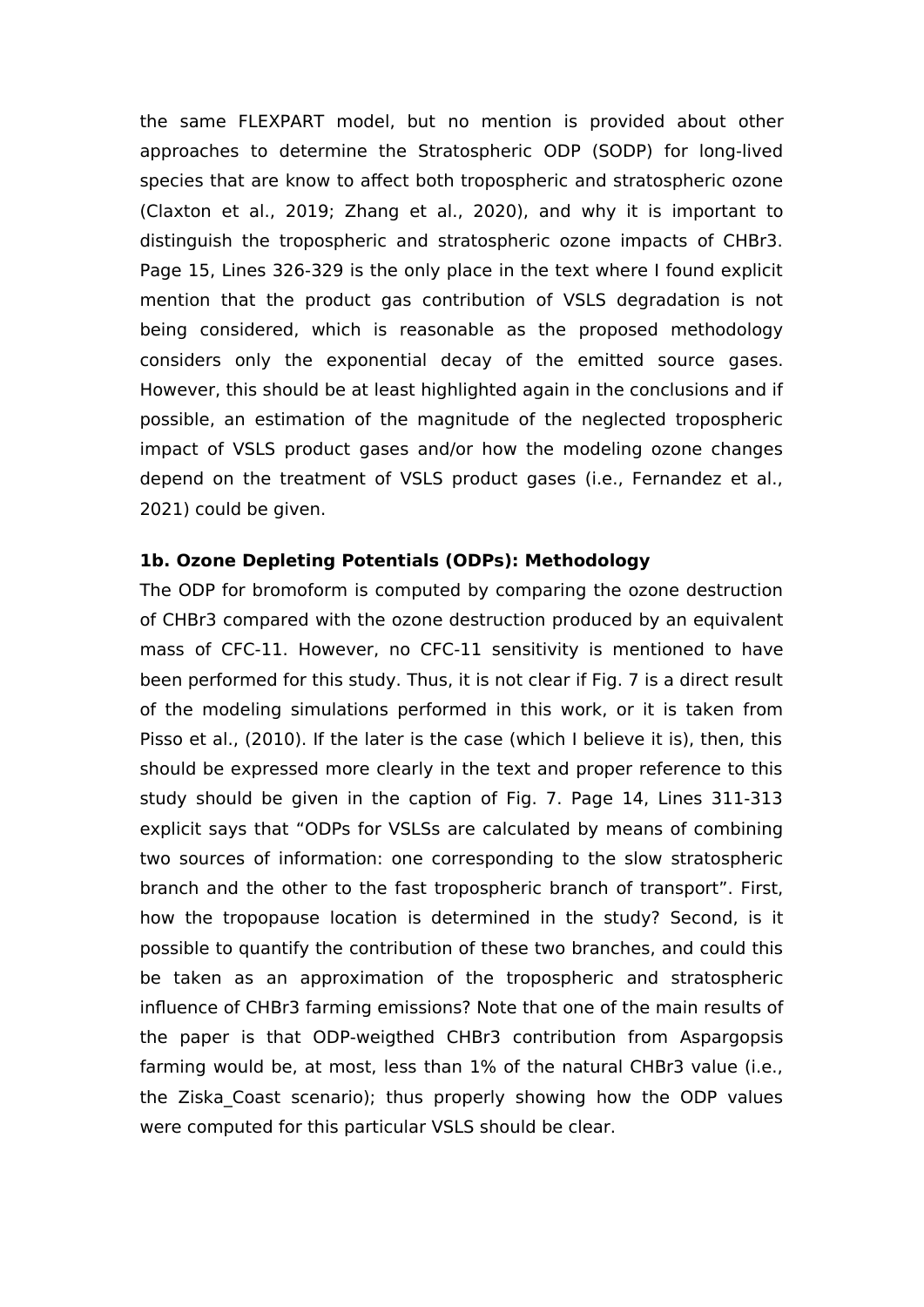the same FLEXPART model, but no mention is provided about other approaches to determine the Stratospheric ODP (SODP) for long-lived species that are know to affect both tropospheric and stratospheric ozone (Claxton et al., 2019; Zhang et al., 2020), and why it is important to distinguish the tropospheric and stratospheric ozone impacts of CHBr3. Page 15, Lines 326-329 is the only place in the text where I found explicit mention that the product gas contribution of VSLS degradation is not being considered, which is reasonable as the proposed methodology considers only the exponential decay of the emitted source gases. However, this should be at least highlighted again in the conclusions and if possible, an estimation of the magnitude of the neglected tropospheric impact of VSLS product gases and/or how the modeling ozone changes depend on the treatment of VSLS product gases (i.e., Fernandez et al., 2021) could be given.

**1b. Ozone Depleting Potentials (ODPs): Methodology**

The ODP for bromoform is computed by comparing the ozone destruction of CHBr3 compared with the ozone destruction produced by an equivalent mass of CFC-11. However, no CFC-11 sensitivity is mentioned to have been performed for this study. Thus, it is not clear if Fig. 7 is a direct result of the modeling simulations performed in this work, or it is taken from Pisso et al., (2010). If the later is the case (which I believe it is), then, this should be expressed more clearly in the text and proper reference to this study should be given in the caption of Fig. 7. Page 14, Lines 311-313 explicit says that "ODPs for VSLSs are calculated by means of combining two sources of information: one corresponding to the slow stratospheric branch and the other to the fast tropospheric branch of transport". First, how the tropopause location is determined in the study? Second, is it possible to quantify the contribution of these two branches, and could this be taken as an approximation of the tropospheric and stratospheric influence of CHBr3 farming emissions? Note that one of the main results of the paper is that ODP-weigthed CHBr3 contribution from Aspargopsis farming would be, at most, less than 1% of the natural CHBr3 value (i.e., the Ziska_Coast scenario); thus properly showing how the ODP values were computed for this particular VSLS should be clear.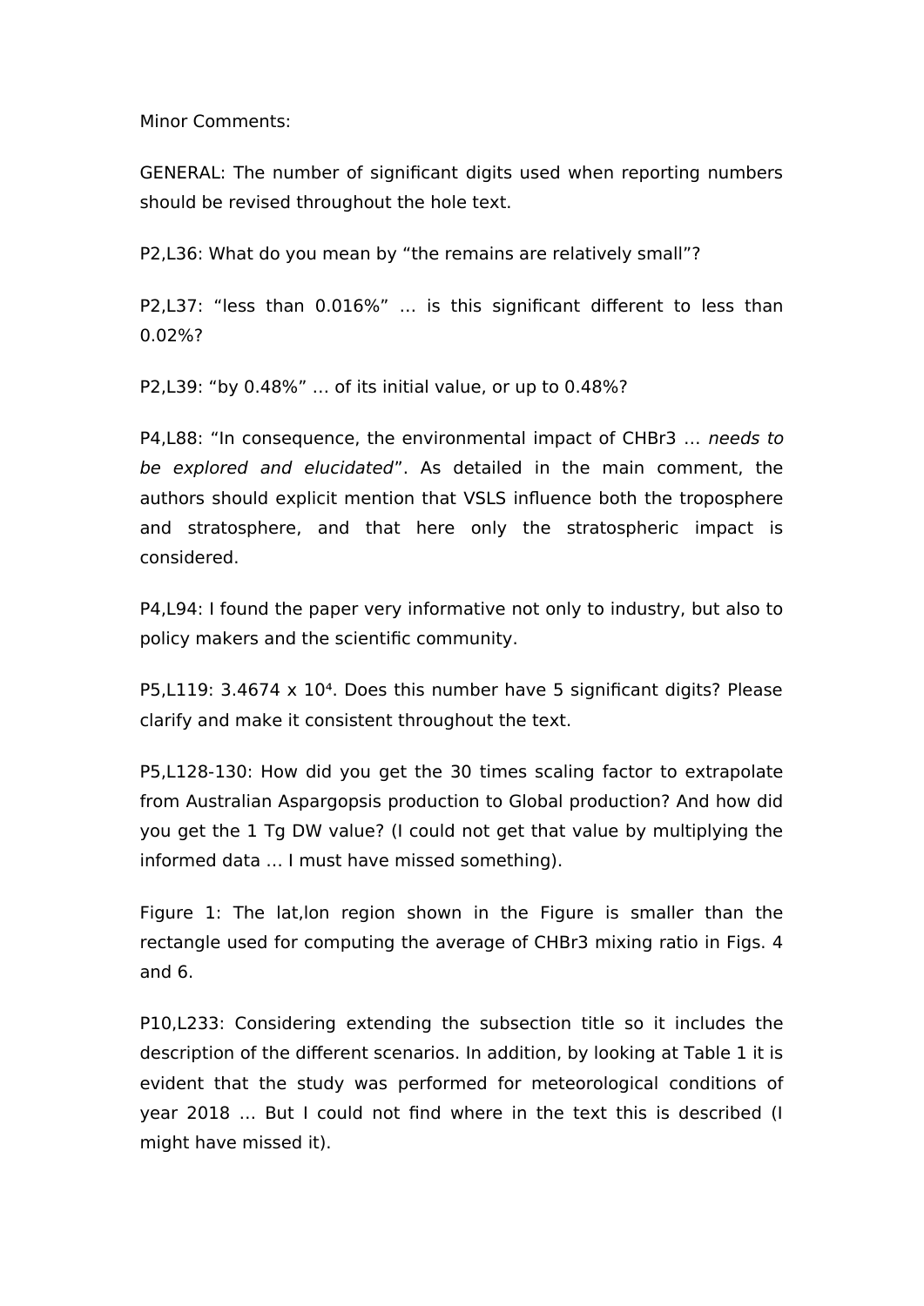Minor Comments:

GENERAL: The number of significant digits used when reporting numbers should be revised throughout the hole text.

P2,L36: What do you mean by “the remains are relatively small”?

P2,L37: “less than 0.016%” … is this significant different to less than 0.02%?

P2,L39: “by 0.48%” … of its initial value, or up to 0.48%?

P4,L88: “In consequence, the environmental impact of CHBr3 … *needs to be explored and elucidated*”. As detailed in the main comment, the authors should explicit mention that VSLS influence both the troposphere and stratosphere, and that here only the stratospheric impact is considered.

P4,L94: I found the paper very informative not only to industry, but also to policy makers and the scientific community.

P5,L119: $3.4674 \times 10^4$. Does this number have 5 significant digits? Please clarify and make it consistent throughout the text.

P5,L128-130: How did you get the 30 times scaling factor to extrapolate from Australian Aspargopsis production to Global production? And how did you get the 1 Tg DW value? (I could not get that value by multiplying the informed data … I must have missed something).

Figure 1: The lat,lon region shown in the Figure is smaller than the rectangle used for computing the average of CHBr3 mixing ratio in Figs. 4 and 6.

P10,L233: Considering extending the subsection title so it includes the description of the different scenarios. In addition, by looking at Table 1 it is evident that the study was performed for meteorological conditions of year 2018 … But I could not find where in the text this is described (I might have missed it).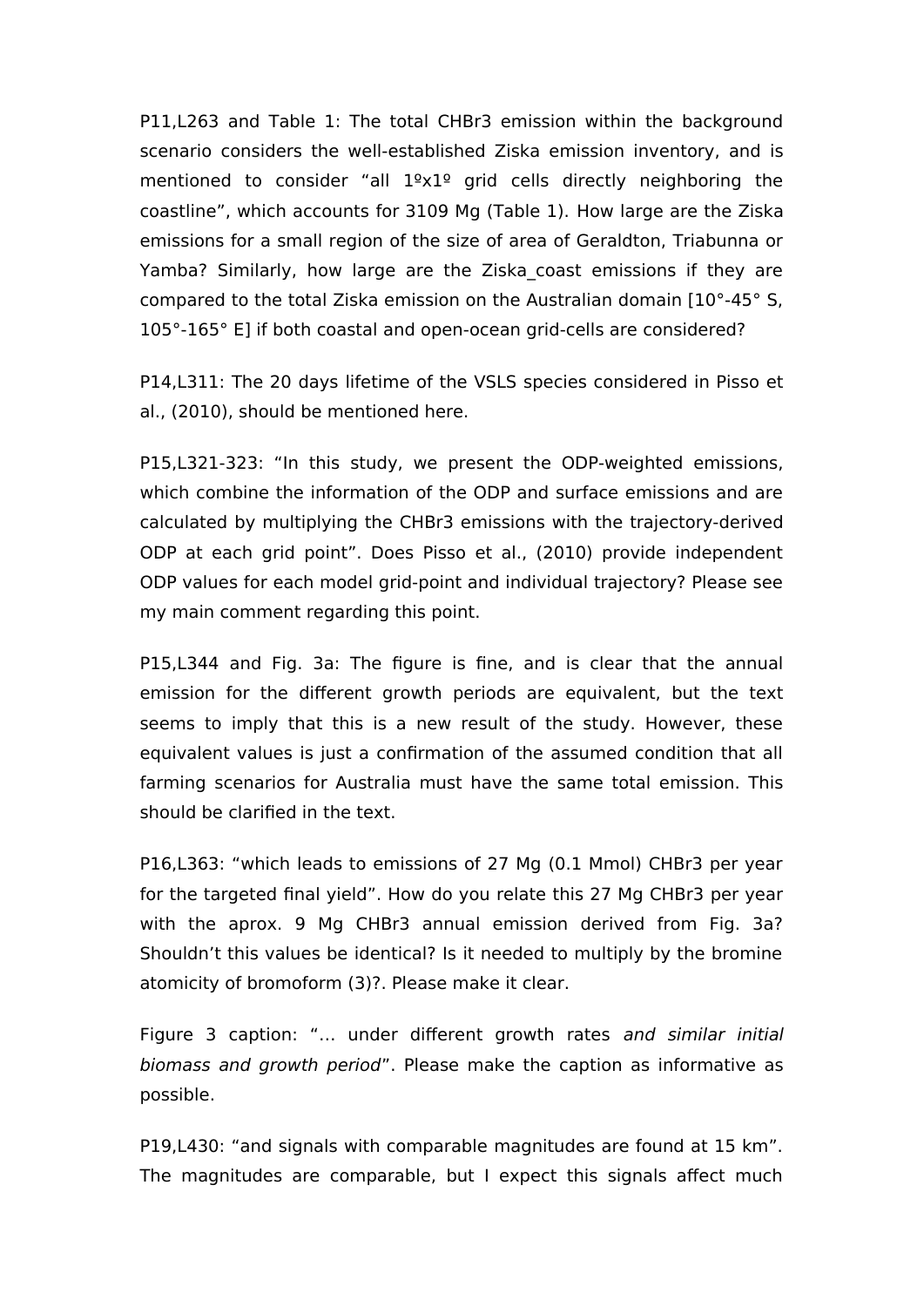P11,L263 and Table 1: The total $CHBr_3$ emission within the background scenario considers the well-established Ziska emission inventory, and is mentioned to consider "all 1ºx1º grid cells directly neighboring the coastline", which accounts for 3109 Mg (Table 1). How large are the Ziska emissions for a small region of the size of area of Geraldton, Triabunna or Yamba? Similarly, how large are the Ziska_coast emissions if they are compared to the total Ziska emission on the Australian domain [10°-45° S, 105°-165° E] if both coastal and open-ocean grid-cells are considered?

P14,L311: The 20 days lifetime of the VSLS species considered in Pisso et al., (2010), should be mentioned here.

P15,L321-323: "In this study, we present the ODP-weighted emissions, which combine the information of the ODP and surface emissions and are calculated by multiplying the $CHBr_3$ emissions with the trajectory-derived ODP at each grid point". Does Pisso et al., (2010) provide independent ODP values for each model grid-point and individual trajectory? Please see my main comment regarding this point.

P15,L344 and Fig. 3a: The figure is fine, and is clear that the annual emission for the different growth periods are equivalent, but the text seems to imply that this is a new result of the study. However, these equivalent values is just a confirmation of the assumed condition that all farming scenarios for Australia must have the same total emission. This should be clarified in the text.

P16,L363: "which leads to emissions of 27 Mg (0.1 Mmol) $CHBr_3$ per year for the targeted final yield". How do you relate this 27 Mg $CHBr_3$ per year with the aprox. 9 Mg $CHBr_3$ annual emission derived from Fig. 3a? Shouldn't this values be identical? Is it needed to multiply by the bromine atomicity of bromoform (3)?. Please make it clear.

Figure 3 caption: "… under different growth rates *and similar initial biomass and growth period*". Please make the caption as informative as possible.

P19,L430: "and signals with comparable magnitudes are found at 15 km". The magnitudes are comparable, but I expect this signals affect much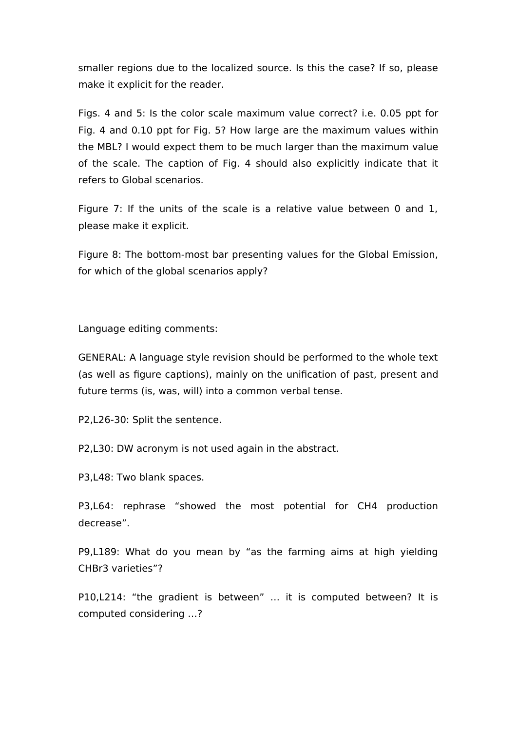smaller regions due to the localized source. Is this the case? If so, please make it explicit for the reader.

Figs. 4 and 5: Is the color scale maximum value correct? i.e. 0.05 ppt for Fig. 4 and 0.10 ppt for Fig. 5? How large are the maximum values within the MBL? I would expect them to be much larger than the maximum value of the scale. The caption of Fig. 4 should also explicitly indicate that it refers to Global scenarios.

Figure 7: If the units of the scale is a relative value between 0 and 1, please make it explicit.

Figure 8: The bottom-most bar presenting values for the Global Emission, for which of the global scenarios apply?

Language editing comments:

GENERAL: A language style revision should be performed to the whole text (as well as figure captions), mainly on the unification of past, present and future terms (is, was, will) into a common verbal tense.

P2,L26-30: Split the sentence.

P2,L30: DW acronym is not used again in the abstract.

P3,L48: Two blank spaces.

P3,L64: rephrase "showed the most potential for $CH_4$ production decrease".

P9,L189: What do you mean by "as the farming aims at high yielding $CHBr_3$ varieties"?

P10,L214: "the gradient is between" … it is computed between? It is computed considering …?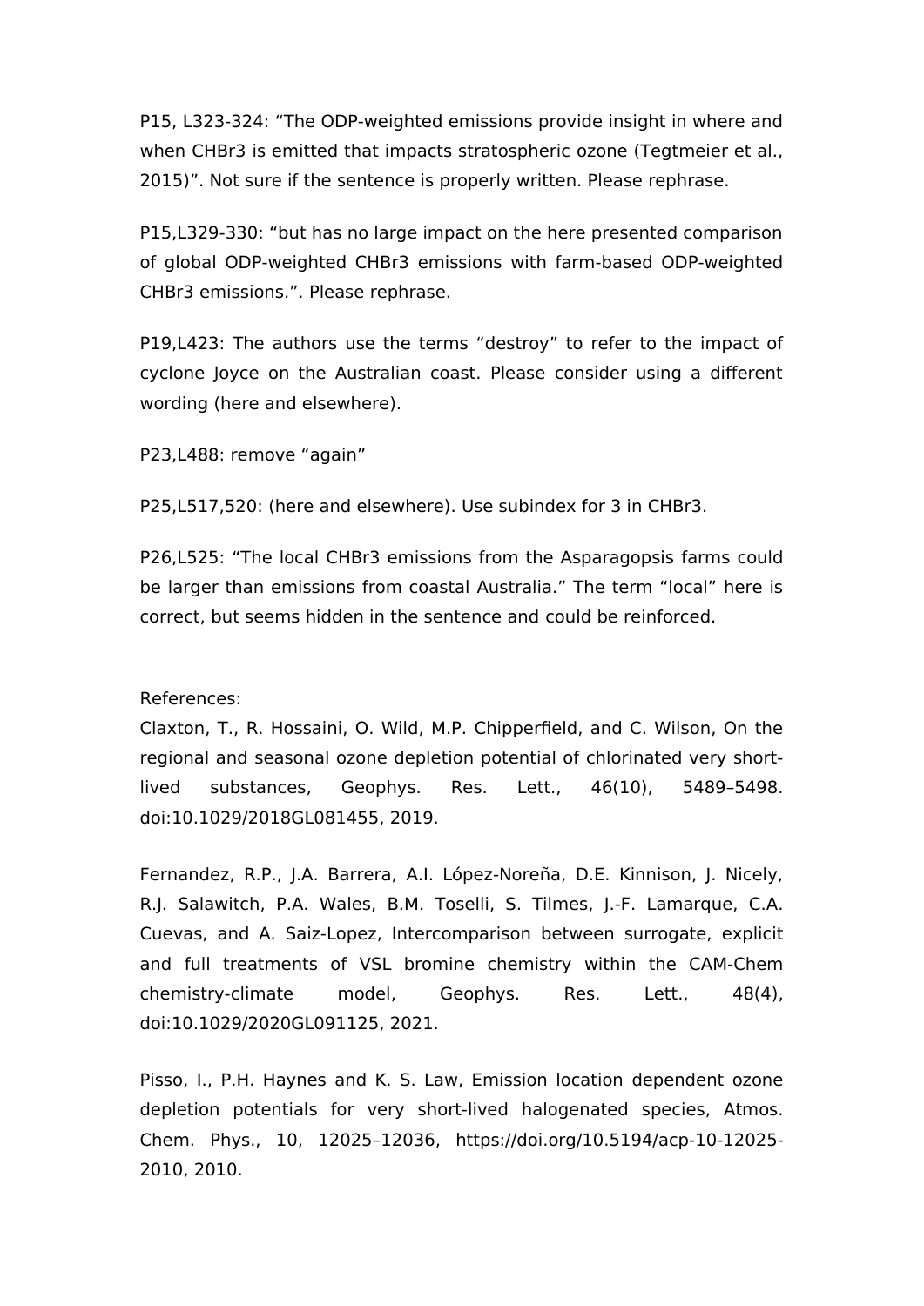P15, L323-324: “The ODP-weighted emissions provide insight in where and when CHBr3 is emitted that impacts stratospheric ozone (Tegtmeier et al., 2015)”. Not sure if the sentence is properly written. Please rephrase.

P15,L329-330: “but has no large impact on the here presented comparison of global ODP-weighted CHBr3 emissions with farm-based ODP-weighted CHBr3 emissions.”. Please rephrase.

P19,L423: The authors use the terms “destroy” to refer to the impact of cyclone Joyce on the Australian coast. Please consider using a different wording (here and elsewhere).

P23,L488: remove “again”

P25,L517,520: (here and elsewhere). Use subindex for 3 in CHBr3.

P26,L525: “The local CHBr3 emissions from the Asparagopsis farms could be larger than emissions from coastal Australia.” The term “local” here is correct, but seems hidden in the sentence and could be reinforced.

References:

Claxton, T., R. Hossaini, O. Wild, M.P. Chipperfield, and C. Wilson, On the regional and seasonal ozone depletion potential of chlorinated very short-lived substances, Geophys. Res. Lett., 46(10), 5489–5498. doi:10.1029/2018GL081455, 2019.

Fernandez, R.P., J.A. Barrera, A.I. López-Noreña, D.E. Kinnison, J. Nicely, R.J. Salawitch, P.A. Wales, B.M. Toselli, S. Tilmes, J.-F. Lamarque, C.A. Cuevas, and A. Saiz-Lopez, Intercomparison between surrogate, explicit and full treatments of VSL bromine chemistry within the CAM-Chem chemistry-climate model, Geophys. Res. Lett., 48(4), doi:10.1029/2020GL091125, 2021.

Pisso, I., P.H. Haynes and K. S. Law, Emission location dependent ozone depletion potentials for very short-lived halogenated species, Atmos. Chem. Phys., 10, 12025–12036, https://doi.org/10.5194/acp-10-12025-2010, 2010.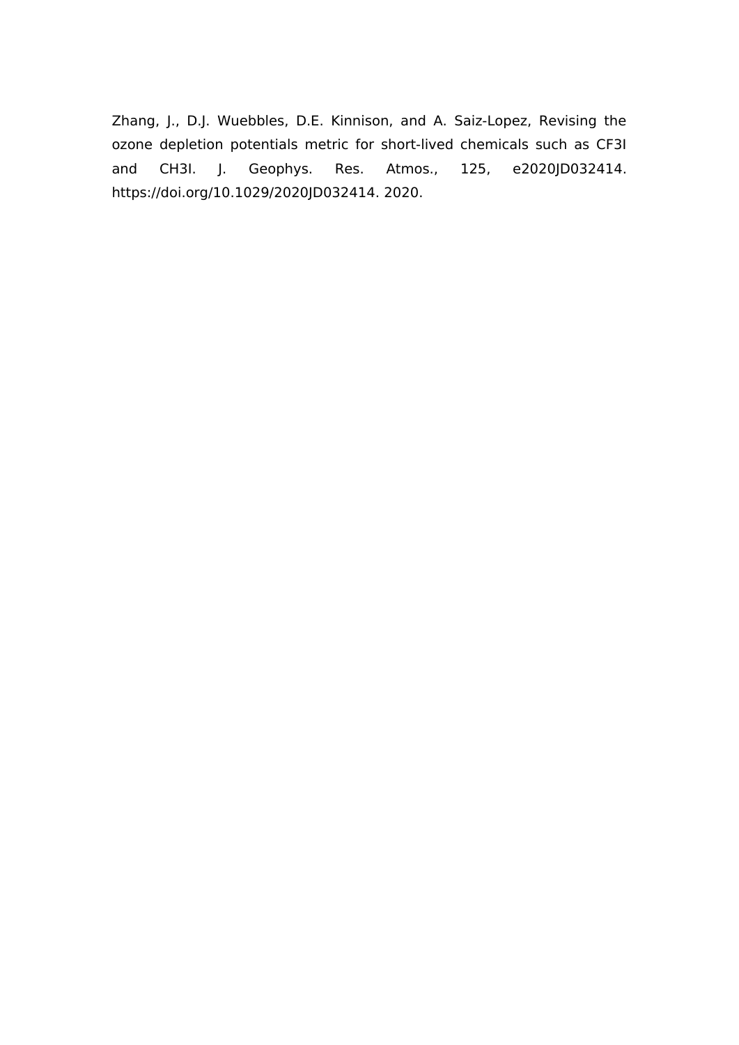Zhang, J., D.J. Wuebbles, D.E. Kinnison, and A. Saiz-Lopez, Revising the ozone depletion potentials metric for short-lived chemicals such as $CF_3I$ and $CH_3I$. J. Geophys. Res. Atmos., 125, e2020JD032414. https://doi.org/10.1029/2020JD032414. 2020.